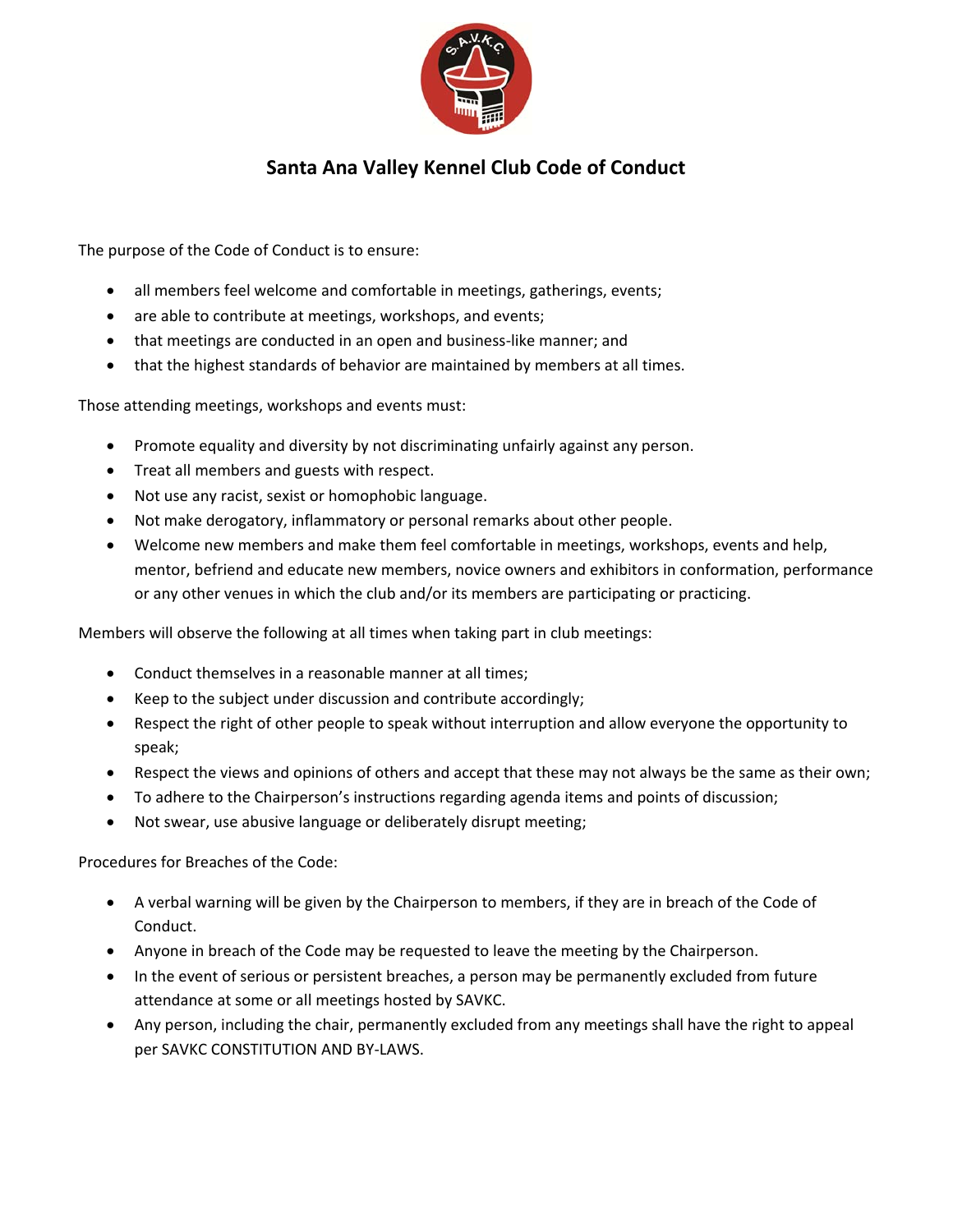# Santa Ana Valley Kennel Club Code of Conduct

The purpose of the Code of Conduct is to ensure:

- all members feel welcome and comfortable in meetings, gatherings, events;
- are able to contribute at meetings, workshops, and events;
- that meetings are conducted in an open and business-like manner; and
- that the highest standards of behavior are maintained by members at all times.

Those attending meetings, workshops and events must:

- Promote equality and diversity by not discriminating unfairly against any person.
- Treat all members and guests with respect.
- Not use any racist, sexist or homophobic language.
- Not make derogatory, inflammatory or personal remarks about other people.
- Welcome new members and make them feel comfortable in meetings, workshops, events and help, mentor, befriend and educate new members, novice owners and exhibitors in conformation, performance or any other venues in which the club and/or its members are participating or practicing.

Members will observe the following at all times when taking part in club meetings:

- Conduct themselves in a reasonable manner at all times;
- Keep to the subject under discussion and contribute accordingly;
- Respect the right of other people to speak without interruption and allow everyone the opportunity to speak;
- Respect the views and opinions of others and accept that these may not always be the same as their own;
- To adhere to the Chairperson's instructions regarding agenda items and points of discussion;
- Not swear, use abusive language or deliberately disrupt meeting;

Procedures for Breaches of the Code:

- A verbal warning will be given by the Chairperson to members, if they are in breach of the Code of Conduct.
- Anyone in breach of the Code may be requested to leave the meeting by the Chairperson.
- In the event of serious or persistent breaches, a person may be permanently excluded from future attendance at some or all meetings hosted by SAVKC.
- Any person, including the chair, permanently excluded from any meetings shall have the right to appeal per SAVKC CONSTITUTION AND BY-LAWS.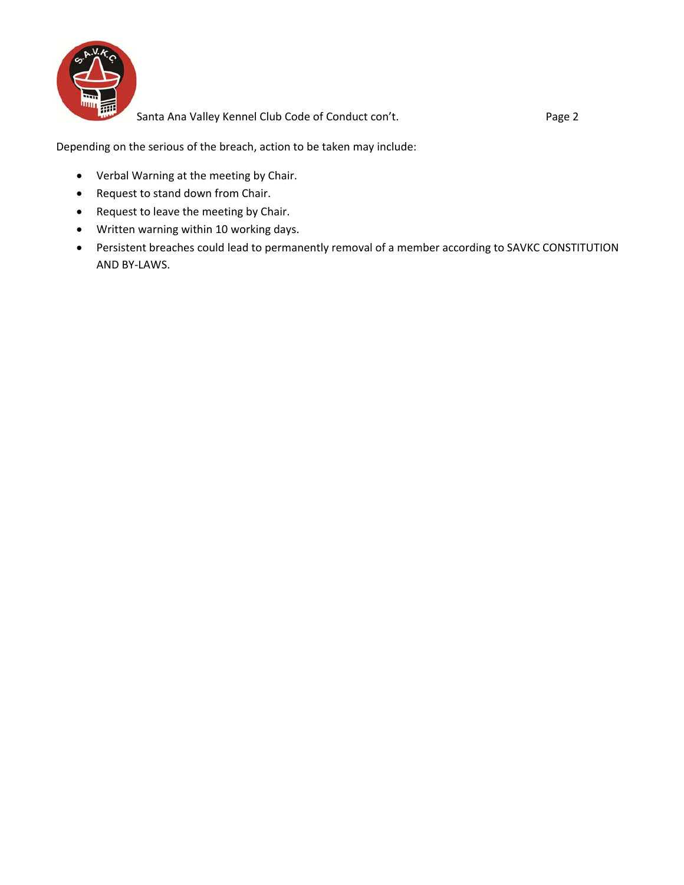Depending on the serious of the breach, action to be taken may include:

- Verbal Warning at the meeting by Chair.
- Request to stand down from Chair.
- Request to leave the meeting by Chair.
- Written warning within 10 working days.
- Persistent breaches could lead to permanently removal of a member according to SAVKC CONSTITUTION AND BY-LAWS.